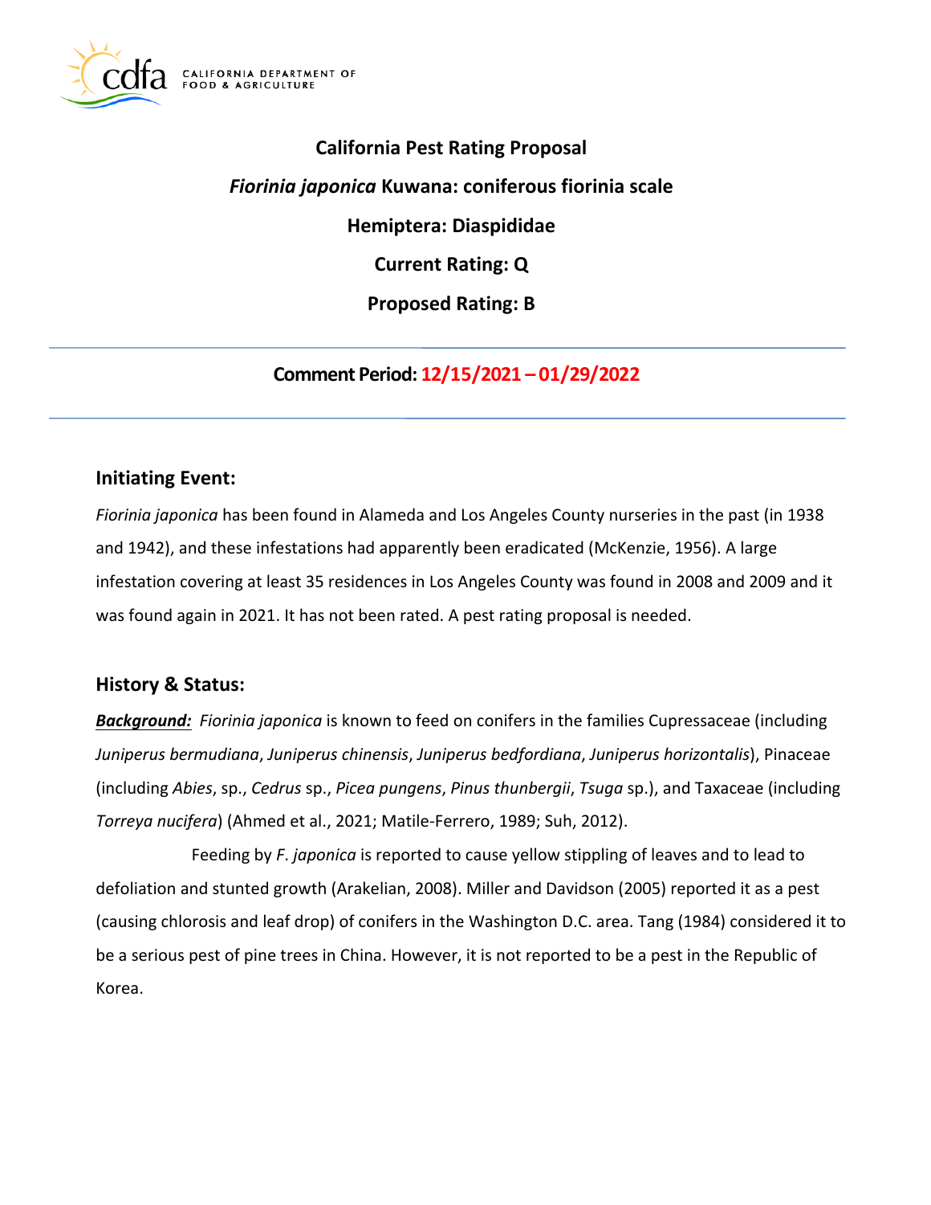# California Pest Rating Proposal

## *Fiorinia japonica* Kuwana: coniferous fiorinia scale

## Hemiptera: Diaspididae

## Current Rating: Q

## Proposed Rating: B

---

**Comment Period: 12/15/2021 – 01/29/2022**

---

## Initiating Event:

*Fiorinia japonica* has been found in Alameda and Los Angeles County nurseries in the past (in 1938 and 1942), and these infestations had apparently been eradicated (McKenzie, 1956). A large infestation covering at least 35 residences in Los Angeles County was found in 2008 and 2009 and it was found again in 2021. It has not been rated. A pest rating proposal is needed.

## History & Status:

***Background:*** *Fiorinia japonica* is known to feed on conifers in the families Cupressaceae (including *Juniperus bermudiana*, *Juniperus chinensis*, *Juniperus bedfordiana*, *Juniperus horizontalis*), Pinaceae (including *Abies*, sp., *Cedrus* sp., *Picea pungens*, *Pinus thunbergii*, *Tsuga* sp.), and Taxaceae (including *Torreya nucifera*) (Ahmed et al., 2021; Matile-Ferrero, 1989; Suh, 2012).

Feeding by *F. japonica* is reported to cause yellow stippling of leaves and to lead to defoliation and stunted growth (Arakelian, 2008). Miller and Davidson (2005) reported it as a pest (causing chlorosis and leaf drop) of conifers in the Washington D.C. area. Tang (1984) considered it to be a serious pest of pine trees in China. However, it is not reported to be a pest in the Republic of Korea.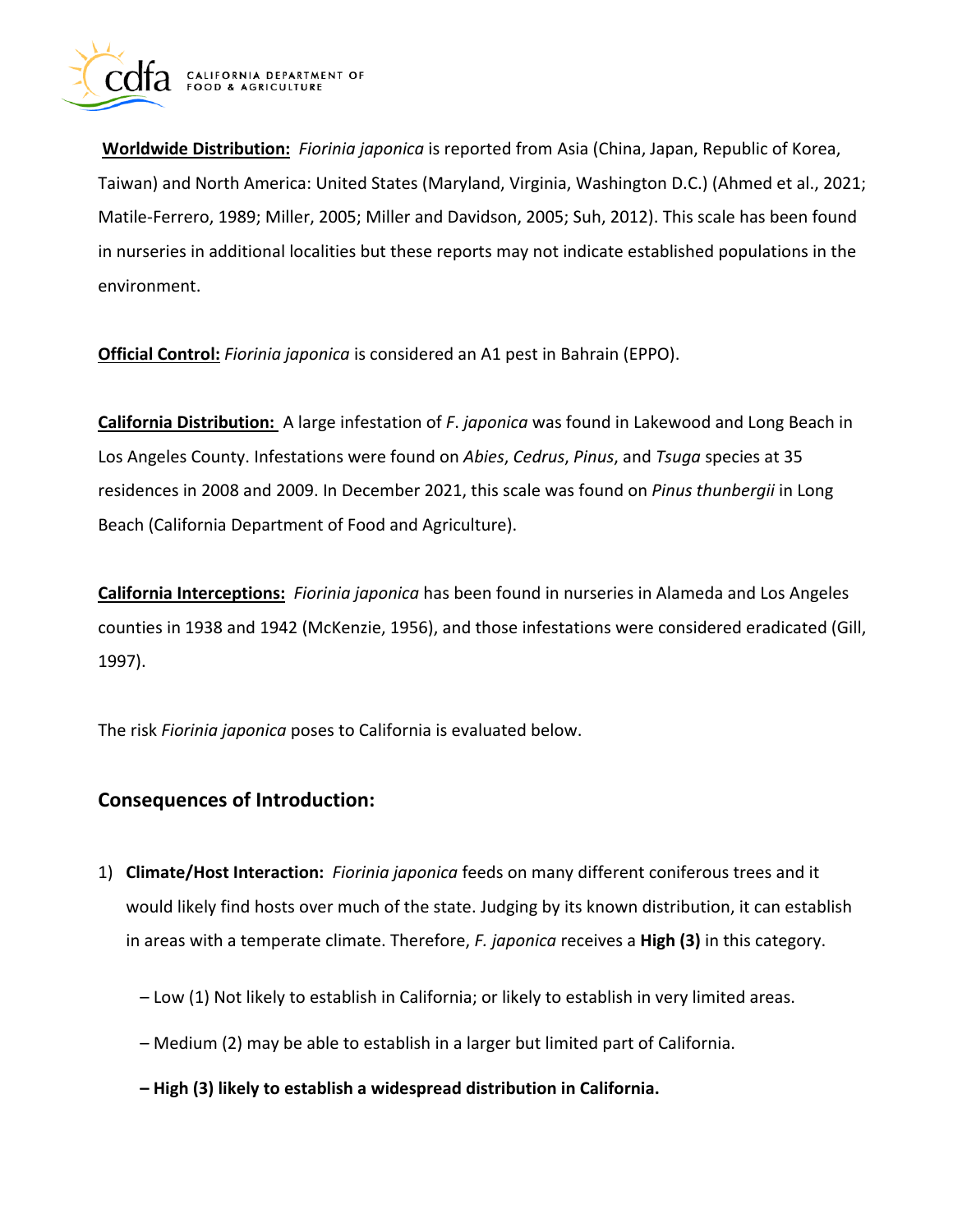**Worldwide Distribution:** *Fiorinia japonica* is reported from Asia (China, Japan, Republic of Korea, Taiwan) and North America: United States (Maryland, Virginia, Washington D.C.) (Ahmed et al., 2021; Matile-Ferrero, 1989; Miller, 2005; Miller and Davidson, 2005; Suh, 2012). This scale has been found in nurseries in additional localities but these reports may not indicate established populations in the environment.

**Official Control:** *Fiorinia japonica* is considered an A1 pest in Bahrain (EPPO).

**California Distribution:** A large infestation of *F*. *japonica* was found in Lakewood and Long Beach in Los Angeles County. Infestations were found on *Abies*, *Cedrus*, *Pinus*, and *Tsuga* species at 35 residences in 2008 and 2009. In December 2021, this scale was found on *Pinus thunbergii* in Long Beach (California Department of Food and Agriculture).

**California Interceptions:** *Fiorinia japonica* has been found in nurseries in Alameda and Los Angeles counties in 1938 and 1942 (McKenzie, 1956), and those infestations were considered eradicated (Gill, 1997).

The risk *Fiorinia japonica* poses to California is evaluated below.

## Consequences of Introduction:

1) **Climate/Host Interaction:** *Fiorinia japonica* feeds on many different coniferous trees and it would likely find hosts over much of the state. Judging by its known distribution, it can establish in areas with a temperate climate. Therefore, *F. japonica* receives a **High (3)** in this category.

   – Low (1) Not likely to establish in California; or likely to establish in very limited areas.

   – Medium (2) may be able to establish in a larger but limited part of California.

   **– High (3) likely to establish a widespread distribution in California.**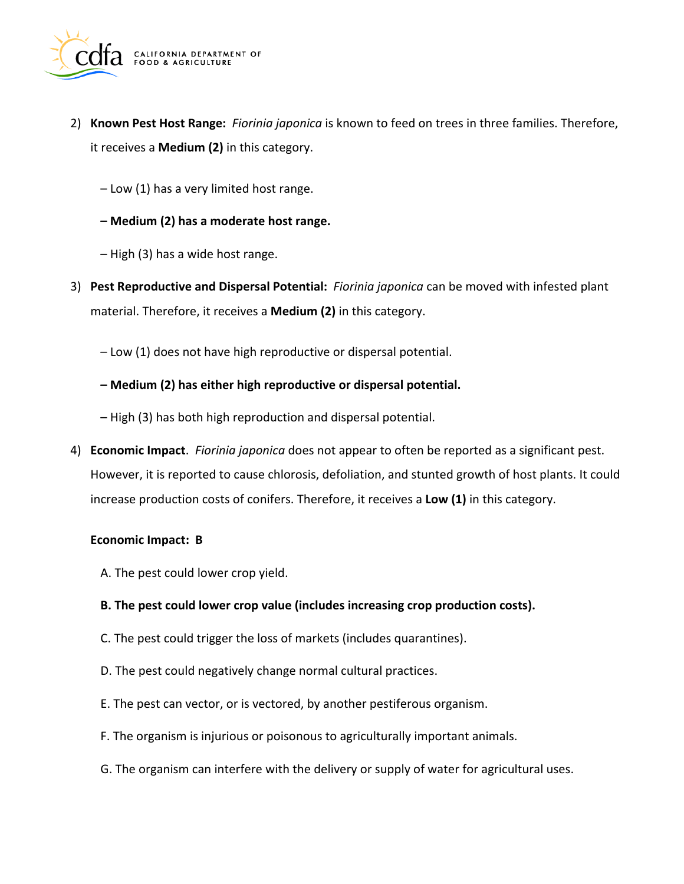2) **Known Pest Host Range:** *Fiorinia japonica* is known to feed on trees in three families. Therefore, it receives a **Medium (2)** in this category.

   – Low (1) has a very limited host range.

   **– Medium (2) has a moderate host range.**

   – High (3) has a wide host range.

3) **Pest Reproductive and Dispersal Potential:** *Fiorinia japonica* can be moved with infested plant material. Therefore, it receives a **Medium (2)** in this category.

   – Low (1) does not have high reproductive or dispersal potential.

   **– Medium (2) has either high reproductive or dispersal potential.**

   – High (3) has both high reproduction and dispersal potential.

4) **Economic Impact**. *Fiorinia japonica* does not appear to often be reported as a significant pest. However, it is reported to cause chlorosis, defoliation, and stunted growth of host plants. It could increase production costs of conifers. Therefore, it receives a **Low (1)** in this category.

   **Economic Impact: B**

   A. The pest could lower crop yield.

   **B. The pest could lower crop value (includes increasing crop production costs).**

   C. The pest could trigger the loss of markets (includes quarantines).

   D. The pest could negatively change normal cultural practices.

   E. The pest can vector, or is vectored, by another pestiferous organism.

   F. The organism is injurious or poisonous to agriculturally important animals.

   G. The organism can interfere with the delivery or supply of water for agricultural uses.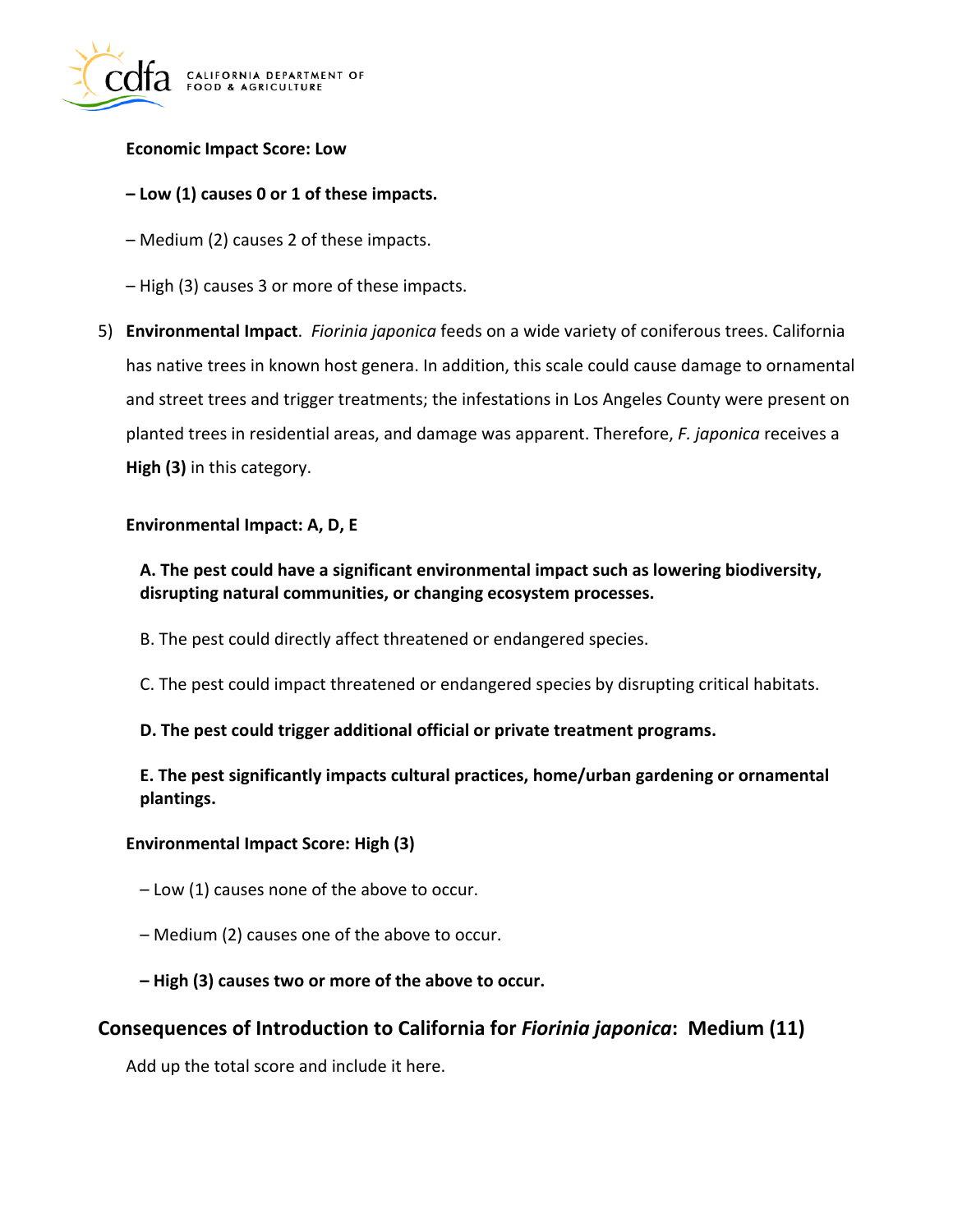**Economic Impact Score: Low**

**– Low (1) causes 0 or 1 of these impacts.**

– Medium (2) causes 2 of these impacts.

– High (3) causes 3 or more of these impacts.

5) **Environmental Impact**. *Fiorinia japonica* feeds on a wide variety of coniferous trees. California has native trees in known host genera. In addition, this scale could cause damage to ornamental and street trees and trigger treatments; the infestations in Los Angeles County were present on planted trees in residential areas, and damage was apparent. Therefore, *F. japonica* receives a **High (3)** in this category.

**Environmental Impact: A, D, E**

**A. The pest could have a significant environmental impact such as lowering biodiversity, disrupting natural communities, or changing ecosystem processes.**

B. The pest could directly affect threatened or endangered species.

C. The pest could impact threatened or endangered species by disrupting critical habitats.

**D. The pest could trigger additional official or private treatment programs.**

**E. The pest significantly impacts cultural practices, home/urban gardening or ornamental plantings.**

**Environmental Impact Score: High (3)**

– Low (1) causes none of the above to occur.

– Medium (2) causes one of the above to occur.

**– High (3) causes two or more of the above to occur.**

## Consequences of Introduction to California for *Fiorinia japonica*: Medium (11)

Add up the total score and include it here.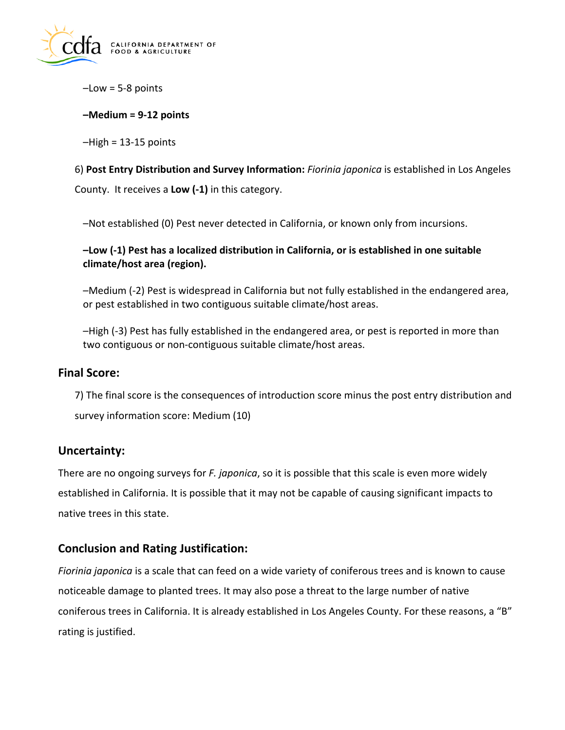–Low = 5-8 points

**–Medium = 9-12 points**

–High = 13-15 points

6) **Post Entry Distribution and Survey Information:** *Fiorinia japonica* is established in Los Angeles County. It receives a **Low (-1)** in this category.

–Not established (0) Pest never detected in California, or known only from incursions.

**–Low (-1) Pest has a localized distribution in California, or is established in one suitable climate/host area (region).**

–Medium (-2) Pest is widespread in California but not fully established in the endangered area, or pest established in two contiguous suitable climate/host areas.

–High (-3) Pest has fully established in the endangered area, or pest is reported in more than two contiguous or non-contiguous suitable climate/host areas.

## Final Score:

7) The final score is the consequences of introduction score minus the post entry distribution and survey information score: Medium (10)

## Uncertainty:

There are no ongoing surveys for *F. japonica*, so it is possible that this scale is even more widely established in California. It is possible that it may not be capable of causing significant impacts to native trees in this state.

## Conclusion and Rating Justification:

*Fiorinia japonica* is a scale that can feed on a wide variety of coniferous trees and is known to cause noticeable damage to planted trees. It may also pose a threat to the large number of native coniferous trees in California. It is already established in Los Angeles County. For these reasons, a "B" rating is justified.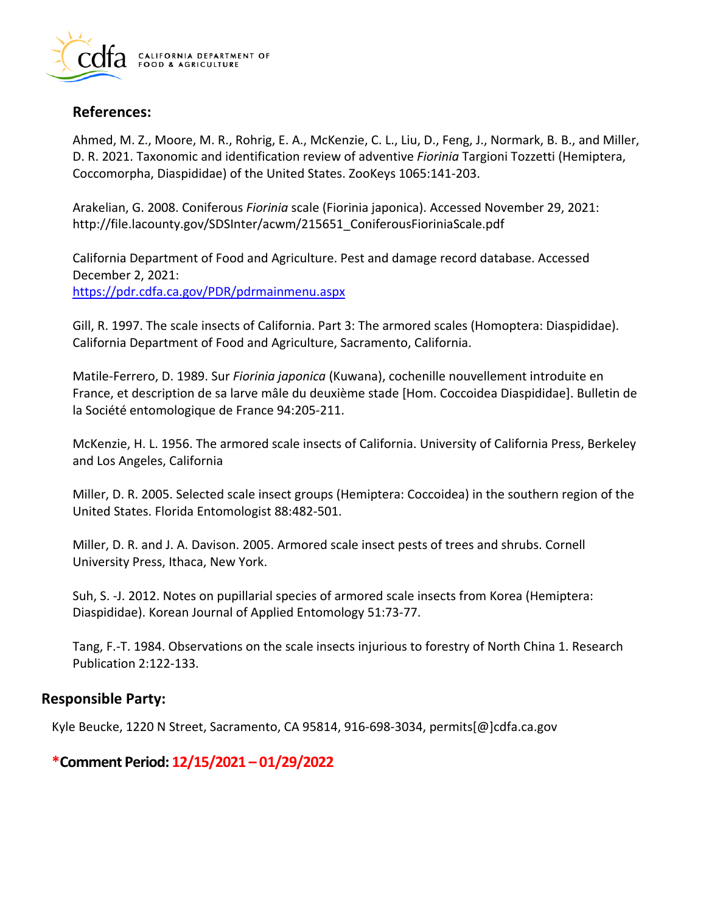## References:

Ahmed, M. Z., Moore, M. R., Rohrig, E. A., McKenzie, C. L., Liu, D., Feng, J., Normark, B. B., and Miller, D. R. 2021. Taxonomic and identification review of adventive *Fiorinia* Targioni Tozzetti (Hemiptera, Coccomorpha, Diaspididae) of the United States. ZooKeys 1065:141-203.

Arakelian, G. 2008. Coniferous *Fiorinia* scale (Fiorinia japonica). Accessed November 29, 2021: http://file.lacounty.gov/SDSInter/acwm/215651_ConiferousFioriniaScale.pdf

California Department of Food and Agriculture. Pest and damage record database. Accessed December 2, 2021: [https://pdr.cdfa.ca.gov/PDR/pdrmainmenu.aspx](https://pdr.cdfa.ca.gov/PDR/pdrmainmenu.aspx)

Gill, R. 1997. The scale insects of California. Part 3: The armored scales (Homoptera: Diaspididae). California Department of Food and Agriculture, Sacramento, California.

Matile-Ferrero, D. 1989. Sur *Fiorinia japonica* (Kuwana), cochenille nouvellement introduite en France, et description de sa larve mâle du deuxième stade [Hom. Coccoidea Diaspididae]. Bulletin de la Société entomologique de France 94:205-211.

McKenzie, H. L. 1956. The armored scale insects of California. University of California Press, Berkeley and Los Angeles, California

Miller, D. R. 2005. Selected scale insect groups (Hemiptera: Coccoidea) in the southern region of the United States. Florida Entomologist 88:482-501.

Miller, D. R. and J. A. Davison. 2005. Armored scale insect pests of trees and shrubs. Cornell University Press, Ithaca, New York.

Suh, S. -J. 2012. Notes on pupillarial species of armored scale insects from Korea (Hemiptera: Diaspididae). Korean Journal of Applied Entomology 51:73-77.

Tang, F.-T. 1984. Observations on the scale insects injurious to forestry of North China 1. Research Publication 2:122-133.

## Responsible Party:

Kyle Beucke, 1220 N Street, Sacramento, CA 95814, 916-698-3034, permits[@]cdfa.ca.gov

**\*Comment Period: 12/15/2021 – 01/29/2022**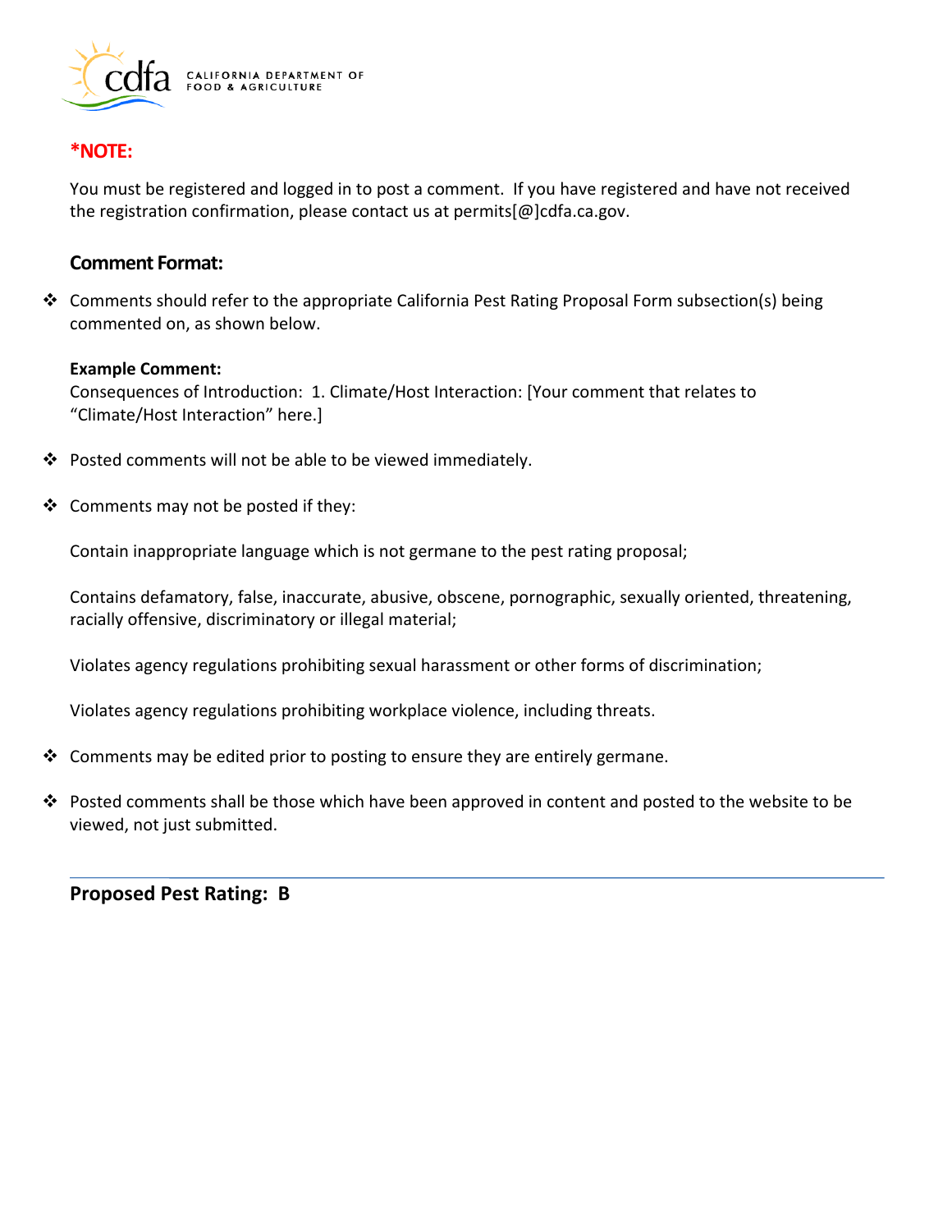**\*NOTE:**

You must be registered and logged in to post a comment. If you have registered and have not received the registration confirmation, please contact us at permits[@]cdfa.ca.gov.

### Comment Format:

- Comments should refer to the appropriate California Pest Rating Proposal Form subsection(s) being commented on, as shown below.

  **Example Comment:**
  Consequences of Introduction: 1. Climate/Host Interaction: [Your comment that relates to "Climate/Host Interaction" here.]

- Posted comments will not be able to be viewed immediately.

- Comments may not be posted if they:

  Contain inappropriate language which is not germane to the pest rating proposal;

  Contains defamatory, false, inaccurate, abusive, obscene, pornographic, sexually oriented, threatening, racially offensive, discriminatory or illegal material;

  Violates agency regulations prohibiting sexual harassment or other forms of discrimination;

  Violates agency regulations prohibiting workplace violence, including threats.

- Comments may be edited prior to posting to ensure they are entirely germane.

- Posted comments shall be those which have been approved in content and posted to the website to be viewed, not just submitted.

---

**Proposed Pest Rating: B**